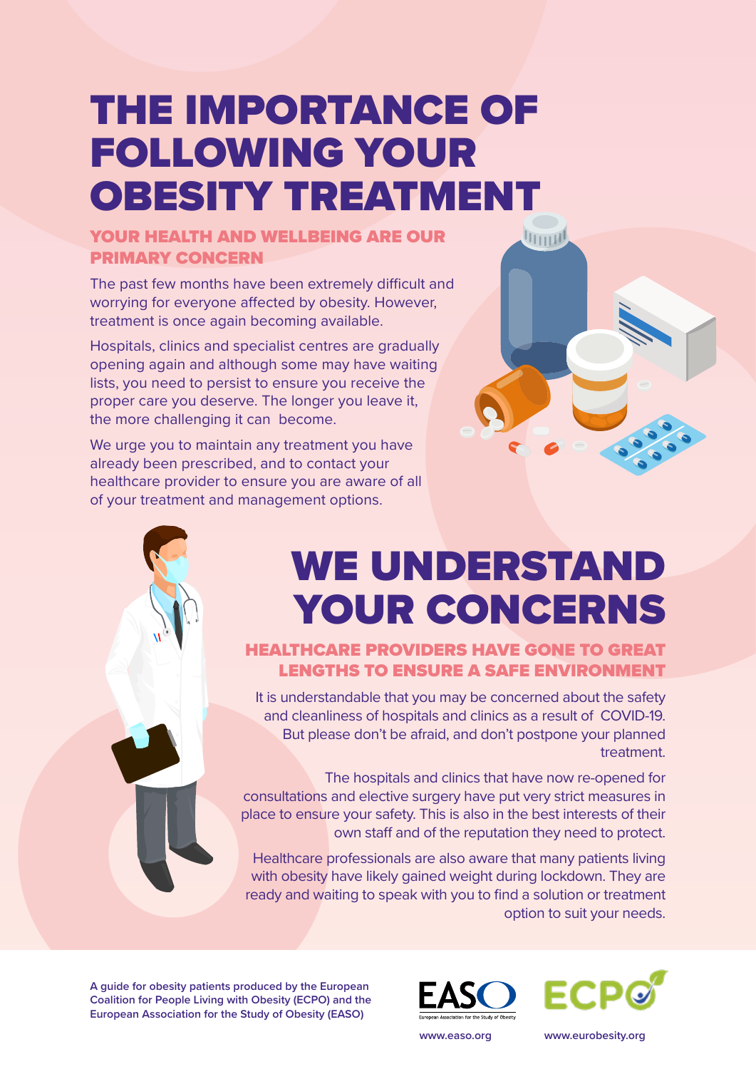# THE IMPORTANCE OF FOLLOWING YOUR OBESITY TREATMENT

## YOUR HEALTH AND WELLBEING ARE OUR PRIMARY CONCERN

The past few months have been extremely difficult and worrying for everyone affected by obesity. However, treatment is once again becoming available.

Hospitals, clinics and specialist centres are gradually opening again and although some may have waiting lists, you need to persist to ensure you receive the proper care you deserve. The longer you leave it, the more challenging it can become.

We urge you to maintain any treatment you have already been prescribed, and to contact your healthcare provider to ensure you are aware of all of your treatment and management options.

# WE UNDERSTAND YOUR CONCERNS

## HEALTHCARE PROVIDERS HAVE GONE TO GREAT LENGTHS TO ENSURE A SAFE ENVIRONMENT

It is understandable that you may be concerned about the safety and cleanliness of hospitals and clinics as a result of COVID-19. But please don't be afraid, and don't postpone your planned treatment.

The hospitals and clinics that have now re-opened for consultations and elective surgery have put very strict measures in place to ensure your safety. This is also in the best interests of their own staff and of the reputation they need to protect.

Healthcare professionals are also aware that many patients living with obesity have likely gained weight during lockdown. They are ready and waiting to speak with you to find a solution or treatment option to suit your needs.

**A guide for obesity patients produced by the European Coalition for People Living with Obesity (ECPO) and the European Association for the Study of Obesity (EASO)**

EASO – European Association for the Study of Obesity

ECPO

www.easo.org

www.eurobesity.org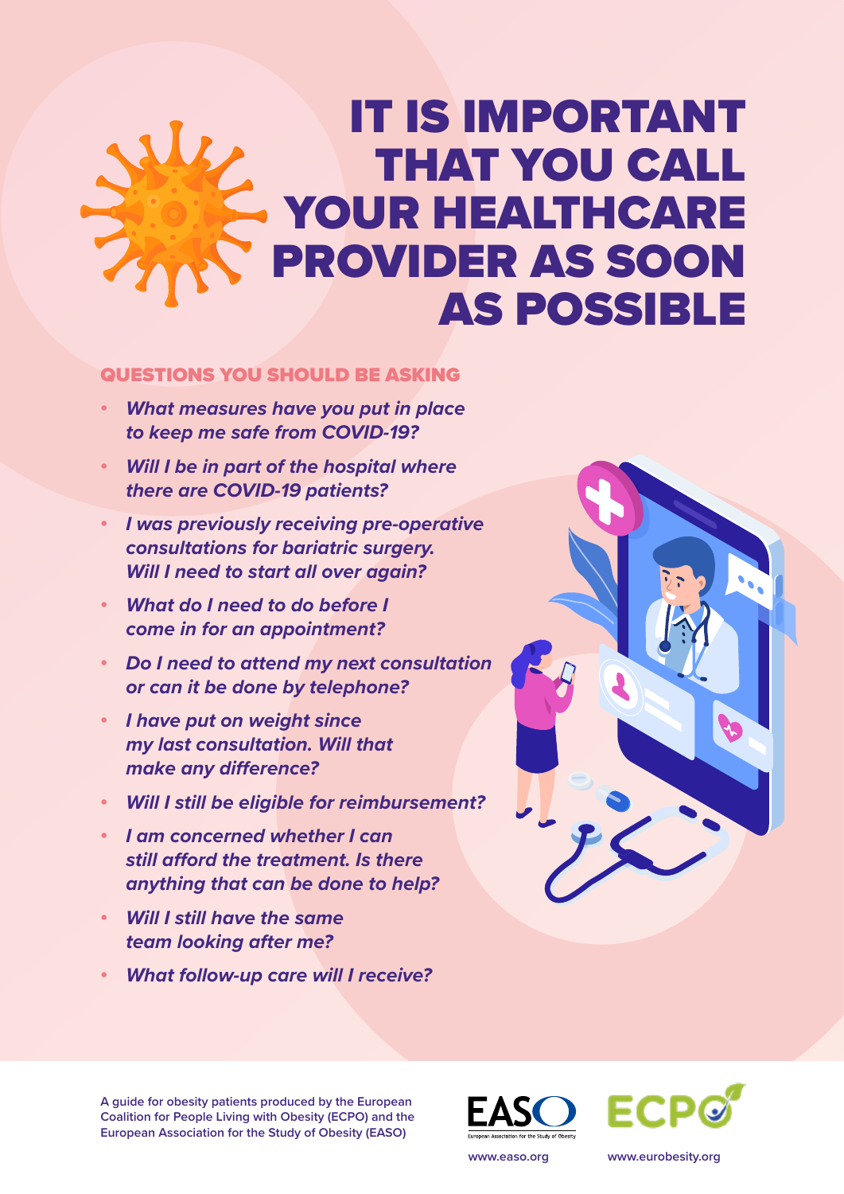# IT IS IMPORTANT THAT YOU CALL YOUR HEALTHCARE PROVIDER AS SOON AS POSSIBLE

## QUESTIONS YOU SHOULD BE ASKING

- *What measures have you put in place to keep me safe from COVID-19?*
- *Will I be in part of the hospital where there are COVID-19 patients?*
- *I was previously receiving pre-operative consultations for bariatric surgery. Will I need to start all over again?*
- *What do I need to do before I come in for an appointment?*
- *Do I need to attend my next consultation or can it be done by telephone?*
- *I have put on weight since my last consultation. Will that make any difference?*
- *Will I still be eligible for reimbursement?*
- *I am concerned whether I can still afford the treatment. Is there anything that can be done to help?*
- *Will I still have the same team looking after me?*
- *What follow-up care will I receive?*

A guide for obesity patients produced by the European Coalition for People Living with Obesity (ECPO) and the European Association for the Study of Obesity (EASO)

EASO – European Association for the Study of Obesity

ECPO

www.easo.org

www.eurobesity.org